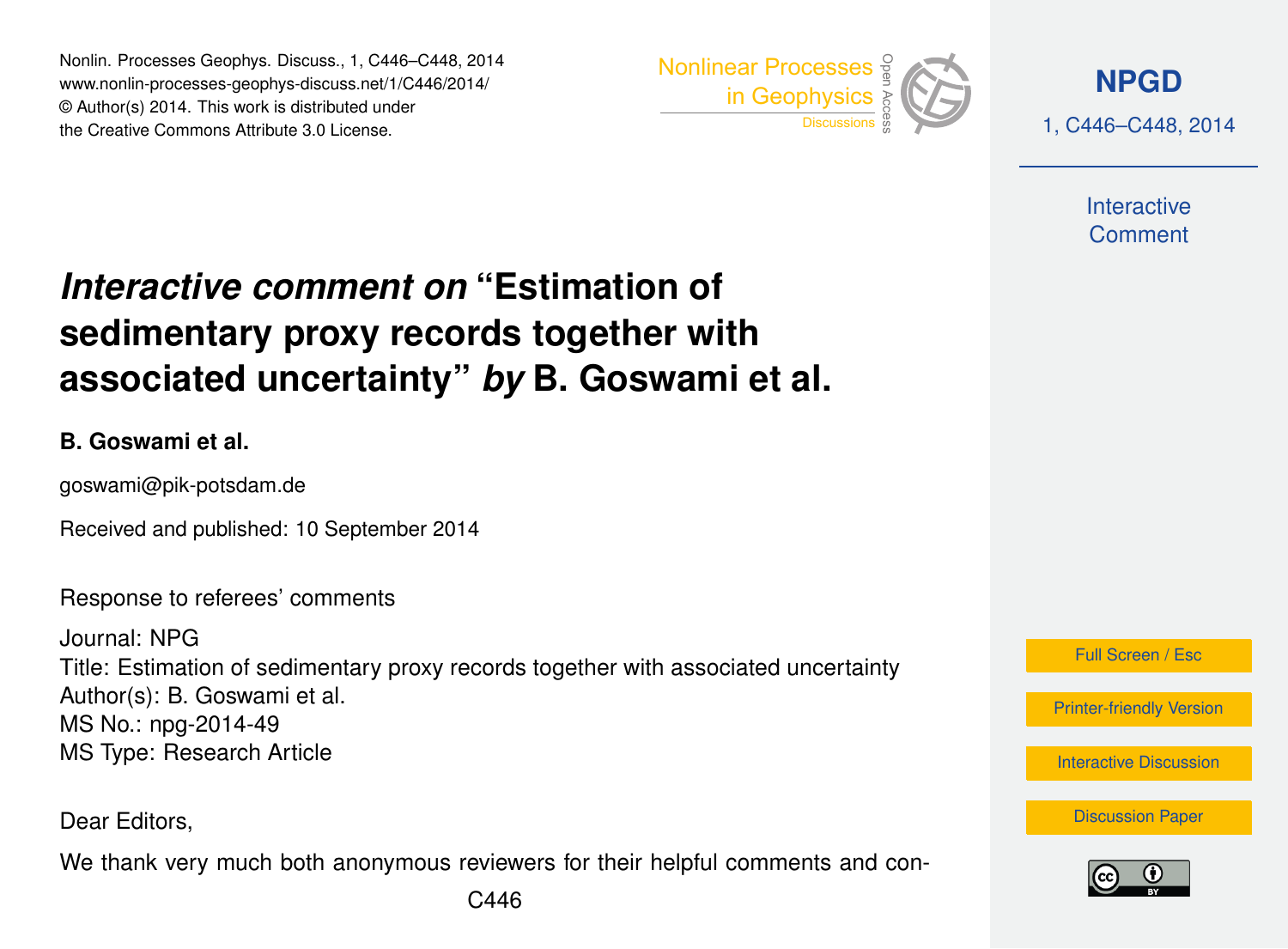# *Interactive comment on* "Estimation of sedimentary proxy records together with associated uncertainty" *by* B. Goswami et al.

**B. Goswami et al.**

goswami@pik-potsdam.de

Received and published: 10 September 2014

Response to referees' comments

Journal: NPG
Title: Estimation of sedimentary proxy records together with associated uncertainty
Author(s): B. Goswami et al.
MS No.: npg-2014-49
MS Type: Research Article

Dear Editors,

We thank very much both anonymous reviewers for their helpful comments and con-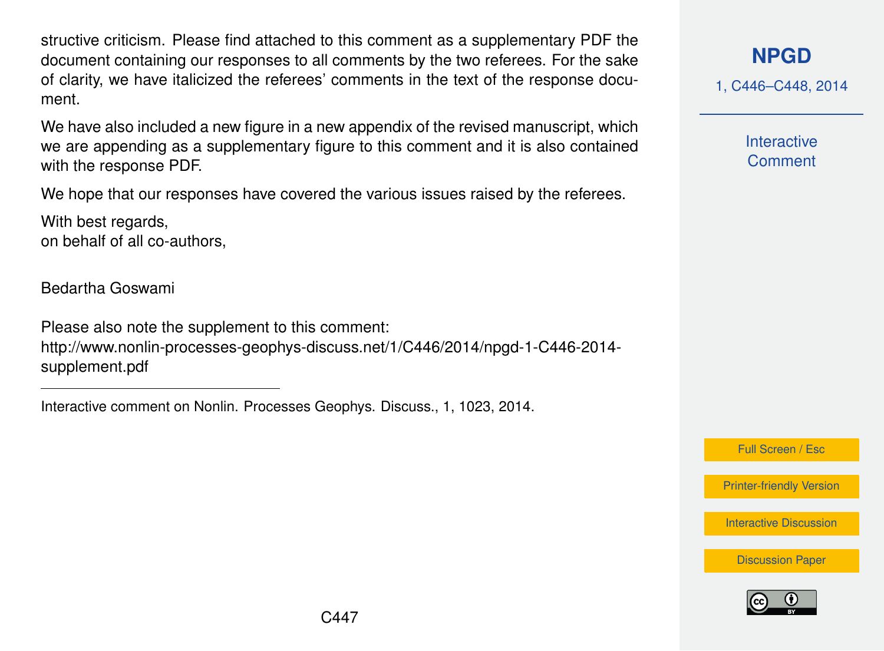structive criticism. Please find attached to this comment as a supplementary PDF the document containing our responses to all comments by the two referees. For the sake of clarity, we have italicized the referees' comments in the text of the response document.

We have also included a new figure in a new appendix of the revised manuscript, which we are appending as a supplementary figure to this comment and it is also contained with the response PDF.

We hope that our responses have covered the various issues raised by the referees.

With best regards,
on behalf of all co-authors,

Bedartha Goswami

Please also note the supplement to this comment:
http://www.nonlin-processes-geophys-discuss.net/1/C446/2014/npgd-1-C446-2014-supplement.pdf

---

Interactive comment on Nonlin. Processes Geophys. Discuss., 1, 1023, 2014.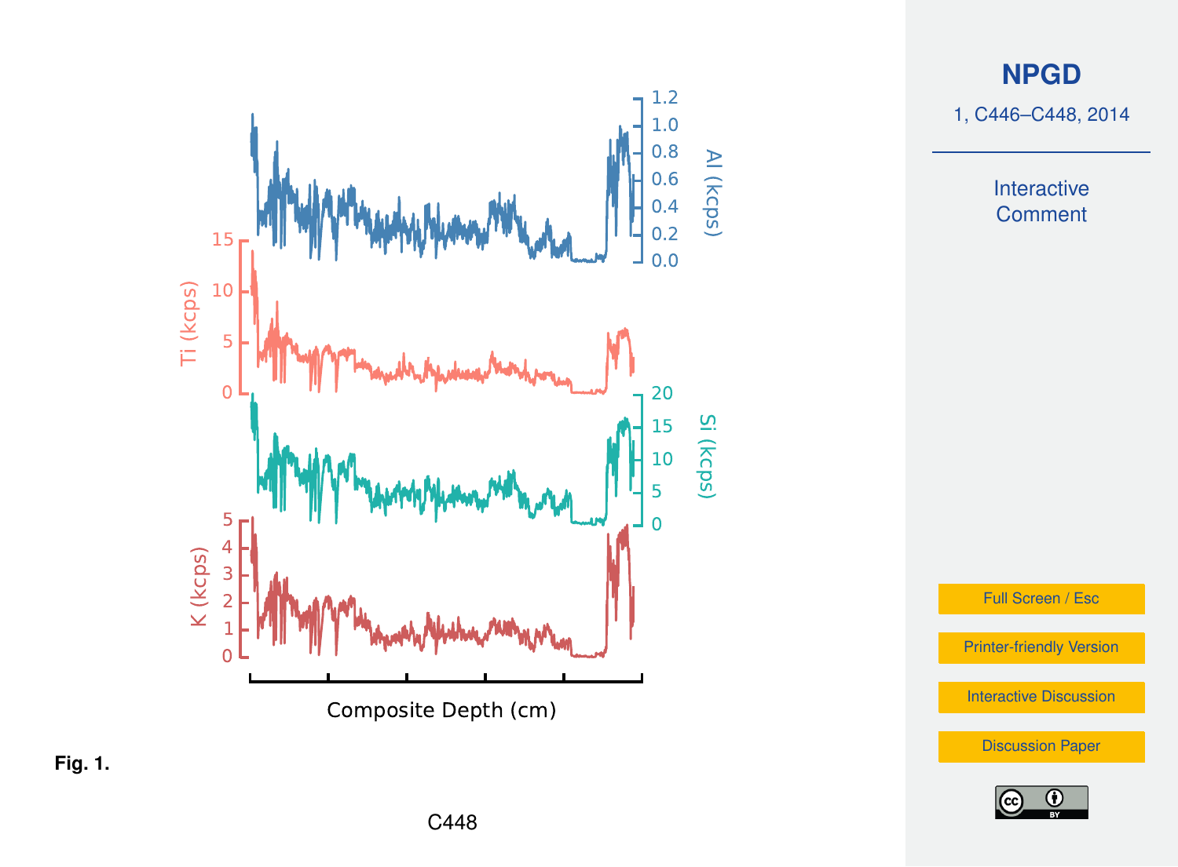Al (kcps)

1.2
1.0
0.8
0.6
0.4
0.2
0.0

Ti (kcps)

15
10
5
0

Si (kcps)

20
15
10
5
0

K (kcps)

5
4
3
2
1
0

Composite Depth (cm)

**Fig. 1.**